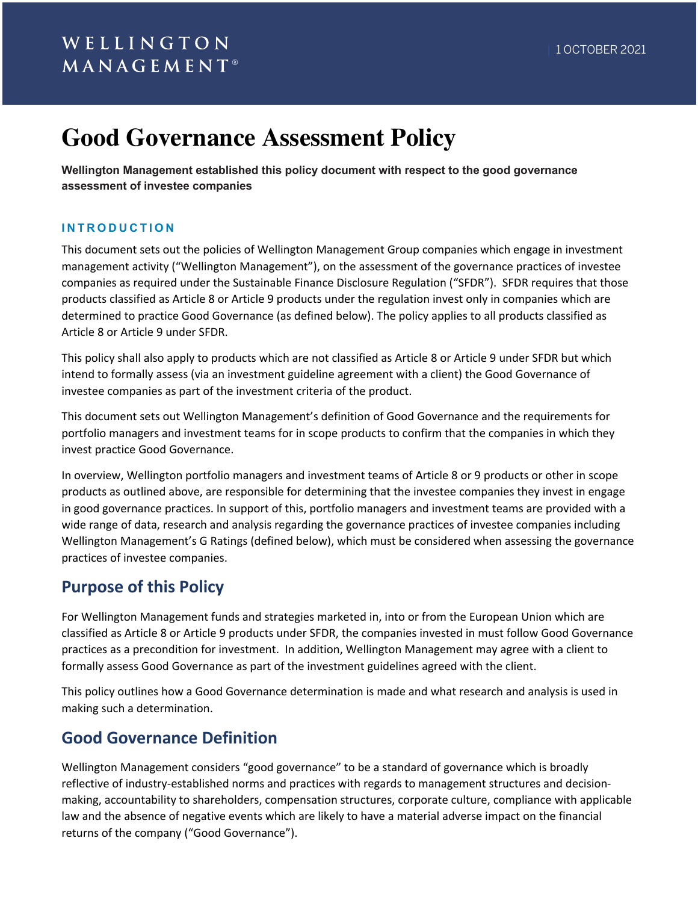WELLINGTON MANAGEMENT®

1 OCTOBER 2021

# Good Governance Assessment Policy

**Wellington Management established this policy document with respect to the good governance assessment of investee companies**

### INTRODUCTION

This document sets out the policies of Wellington Management Group companies which engage in investment management activity ("Wellington Management"), on the assessment of the governance practices of investee companies as required under the Sustainable Finance Disclosure Regulation ("SFDR"). SFDR requires that those products classified as Article 8 or Article 9 products under the regulation invest only in companies which are determined to practice Good Governance (as defined below). The policy applies to all products classified as Article 8 or Article 9 under SFDR.

This policy shall also apply to products which are not classified as Article 8 or Article 9 under SFDR but which intend to formally assess (via an investment guideline agreement with a client) the Good Governance of investee companies as part of the investment criteria of the product.

This document sets out Wellington Management's definition of Good Governance and the requirements for portfolio managers and investment teams for in scope products to confirm that the companies in which they invest practice Good Governance.

In overview, Wellington portfolio managers and investment teams of Article 8 or 9 products or other in scope products as outlined above, are responsible for determining that the investee companies they invest in engage in good governance practices. In support of this, portfolio managers and investment teams are provided with a wide range of data, research and analysis regarding the governance practices of investee companies including Wellington Management's G Ratings (defined below), which must be considered when assessing the governance practices of investee companies.

## Purpose of this Policy

For Wellington Management funds and strategies marketed in, into or from the European Union which are classified as Article 8 or Article 9 products under SFDR, the companies invested in must follow Good Governance practices as a precondition for investment. In addition, Wellington Management may agree with a client to formally assess Good Governance as part of the investment guidelines agreed with the client.

This policy outlines how a Good Governance determination is made and what research and analysis is used in making such a determination.

## Good Governance Definition

Wellington Management considers "good governance" to be a standard of governance which is broadly reflective of industry-established norms and practices with regards to management structures and decision-making, accountability to shareholders, compensation structures, corporate culture, compliance with applicable law and the absence of negative events which are likely to have a material adverse impact on the financial returns of the company ("Good Governance").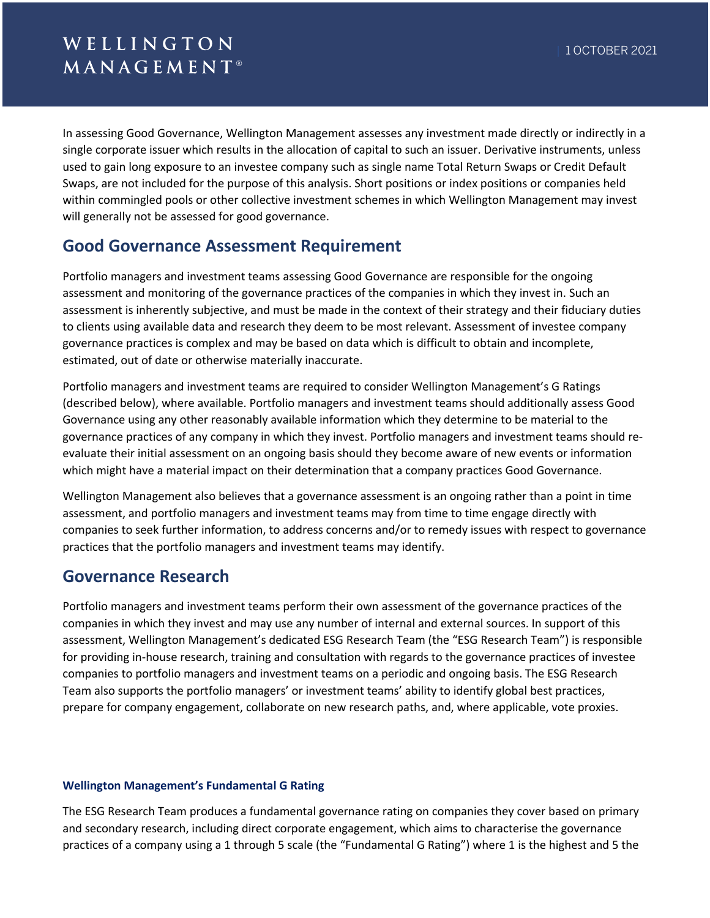In assessing Good Governance, Wellington Management assesses any investment made directly or indirectly in a single corporate issuer which results in the allocation of capital to such an issuer. Derivative instruments, unless used to gain long exposure to an investee company such as single name Total Return Swaps or Credit Default Swaps, are not included for the purpose of this analysis. Short positions or index positions or companies held within commingled pools or other collective investment schemes in which Wellington Management may invest will generally not be assessed for good governance.

## Good Governance Assessment Requirement

Portfolio managers and investment teams assessing Good Governance are responsible for the ongoing assessment and monitoring of the governance practices of the companies in which they invest in. Such an assessment is inherently subjective, and must be made in the context of their strategy and their fiduciary duties to clients using available data and research they deem to be most relevant. Assessment of investee company governance practices is complex and may be based on data which is difficult to obtain and incomplete, estimated, out of date or otherwise materially inaccurate.

Portfolio managers and investment teams are required to consider Wellington Management's G Ratings (described below), where available. Portfolio managers and investment teams should additionally assess Good Governance using any other reasonably available information which they determine to be material to the governance practices of any company in which they invest. Portfolio managers and investment teams should re-evaluate their initial assessment on an ongoing basis should they become aware of new events or information which might have a material impact on their determination that a company practices Good Governance.

Wellington Management also believes that a governance assessment is an ongoing rather than a point in time assessment, and portfolio managers and investment teams may from time to time engage directly with companies to seek further information, to address concerns and/or to remedy issues with respect to governance practices that the portfolio managers and investment teams may identify.

## Governance Research

Portfolio managers and investment teams perform their own assessment of the governance practices of the companies in which they invest and may use any number of internal and external sources. In support of this assessment, Wellington Management's dedicated ESG Research Team (the "ESG Research Team") is responsible for providing in-house research, training and consultation with regards to the governance practices of investee companies to portfolio managers and investment teams on a periodic and ongoing basis. The ESG Research Team also supports the portfolio managers' or investment teams' ability to identify global best practices, prepare for company engagement, collaborate on new research paths, and, where applicable, vote proxies.

### Wellington Management's Fundamental G Rating

The ESG Research Team produces a fundamental governance rating on companies they cover based on primary and secondary research, including direct corporate engagement, which aims to characterise the governance practices of a company using a 1 through 5 scale (the "Fundamental G Rating") where 1 is the highest and 5 the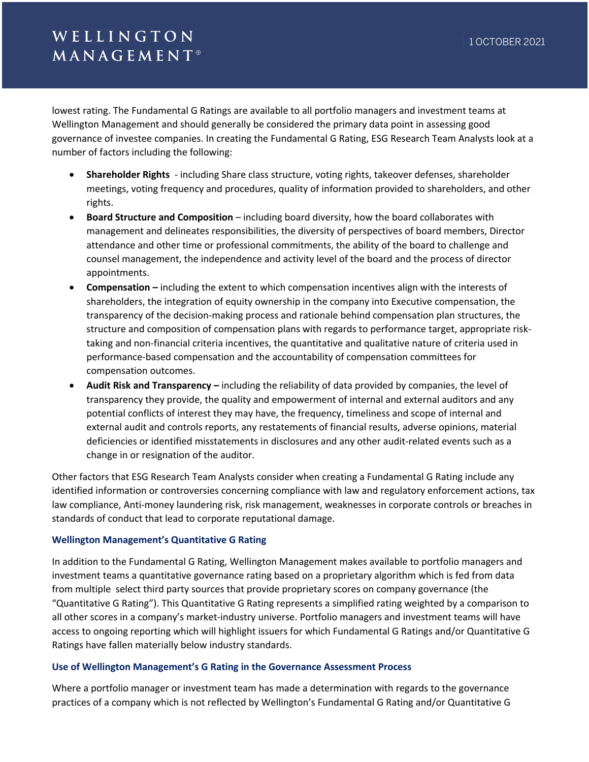lowest rating. The Fundamental G Ratings are available to all portfolio managers and investment teams at Wellington Management and should generally be considered the primary data point in assessing good governance of investee companies. In creating the Fundamental G Rating, ESG Research Team Analysts look at a number of factors including the following:

- **Shareholder Rights** - including Share class structure, voting rights, takeover defenses, shareholder meetings, voting frequency and procedures, quality of information provided to shareholders, and other rights.
- **Board Structure and Composition** – including board diversity, how the board collaborates with management and delineates responsibilities, the diversity of perspectives of board members, Director attendance and other time or professional commitments, the ability of the board to challenge and counsel management, the independence and activity level of the board and the process of director appointments.
- **Compensation –** including the extent to which compensation incentives align with the interests of shareholders, the integration of equity ownership in the company into Executive compensation, the transparency of the decision-making process and rationale behind compensation plan structures, the structure and composition of compensation plans with regards to performance target, appropriate risk-taking and non-financial criteria incentives, the quantitative and qualitative nature of criteria used in performance-based compensation and the accountability of compensation committees for compensation outcomes.
- **Audit Risk and Transparency –** including the reliability of data provided by companies, the level of transparency they provide, the quality and empowerment of internal and external auditors and any potential conflicts of interest they may have, the frequency, timeliness and scope of internal and external audit and controls reports, any restatements of financial results, adverse opinions, material deficiencies or identified misstatements in disclosures and any other audit-related events such as a change in or resignation of the auditor.

Other factors that ESG Research Team Analysts consider when creating a Fundamental G Rating include any identified information or controversies concerning compliance with law and regulatory enforcement actions, tax law compliance, Anti-money laundering risk, risk management, weaknesses in corporate controls or breaches in standards of conduct that lead to corporate reputational damage.

### Wellington Management's Quantitative G Rating

In addition to the Fundamental G Rating, Wellington Management makes available to portfolio managers and investment teams a quantitative governance rating based on a proprietary algorithm which is fed from data from multiple select third party sources that provide proprietary scores on company governance (the "Quantitative G Rating"). This Quantitative G Rating represents a simplified rating weighted by a comparison to all other scores in a company's market-industry universe. Portfolio managers and investment teams will have access to ongoing reporting which will highlight issuers for which Fundamental G Ratings and/or Quantitative G Ratings have fallen materially below industry standards.

### Use of Wellington Management's G Rating in the Governance Assessment Process

Where a portfolio manager or investment team has made a determination with regards to the governance practices of a company which is not reflected by Wellington's Fundamental G Rating and/or Quantitative G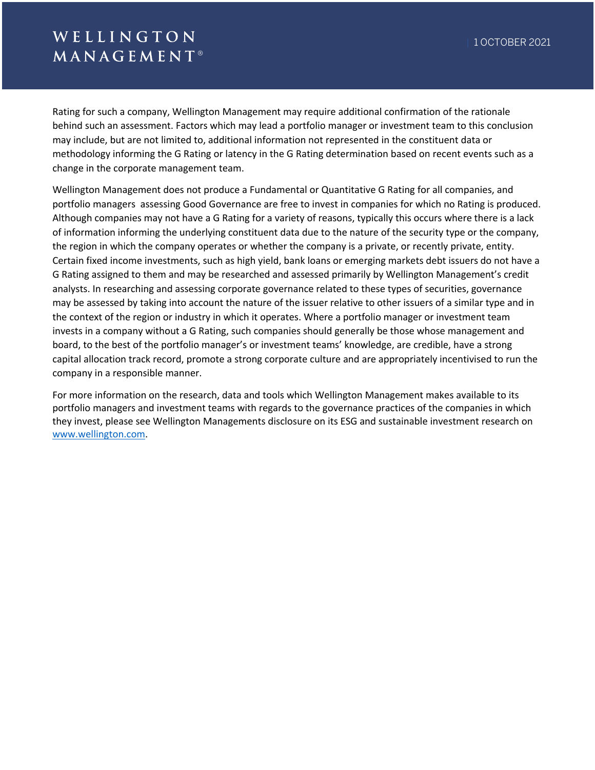Rating for such a company, Wellington Management may require additional confirmation of the rationale behind such an assessment. Factors which may lead a portfolio manager or investment team to this conclusion may include, but are not limited to, additional information not represented in the constituent data or methodology informing the G Rating or latency in the G Rating determination based on recent events such as a change in the corporate management team.

Wellington Management does not produce a Fundamental or Quantitative G Rating for all companies, and portfolio managers assessing Good Governance are free to invest in companies for which no Rating is produced. Although companies may not have a G Rating for a variety of reasons, typically this occurs where there is a lack of information informing the underlying constituent data due to the nature of the security type or the company, the region in which the company operates or whether the company is a private, or recently private, entity. Certain fixed income investments, such as high yield, bank loans or emerging markets debt issuers do not have a G Rating assigned to them and may be researched and assessed primarily by Wellington Management's credit analysts. In researching and assessing corporate governance related to these types of securities, governance may be assessed by taking into account the nature of the issuer relative to other issuers of a similar type and in the context of the region or industry in which it operates. Where a portfolio manager or investment team invests in a company without a G Rating, such companies should generally be those whose management and board, to the best of the portfolio manager's or investment teams' knowledge, are credible, have a strong capital allocation track record, promote a strong corporate culture and are appropriately incentivised to run the company in a responsible manner.

For more information on the research, data and tools which Wellington Management makes available to its portfolio managers and investment teams with regards to the governance practices of the companies in which they invest, please see Wellington Managements disclosure on its ESG and sustainable investment research on [www.wellington.com](http://www.wellington.com).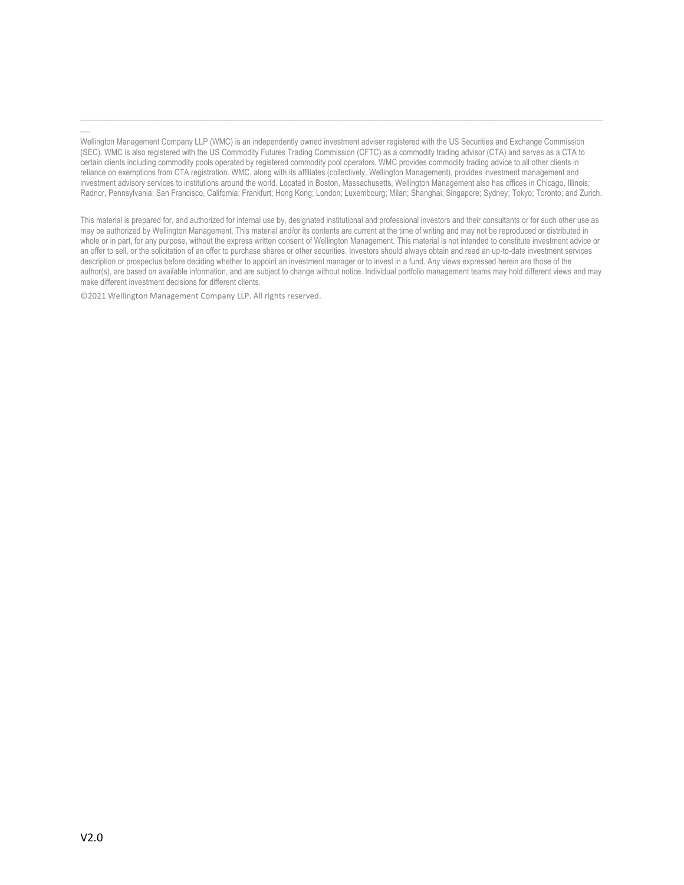Wellington Management Company LLP (WMC) is an independently owned investment adviser registered with the US Securities and Exchange Commission (SEC). WMC is also registered with the US Commodity Futures Trading Commission (CFTC) as a commodity trading advisor (CTA) and serves as a CTA to certain clients including commodity pools operated by registered commodity pool operators. WMC provides commodity trading advice to all other clients in reliance on exemptions from CTA registration. WMC, along with its affiliates (collectively, Wellington Management), provides investment management and investment advisory services to institutions around the world. Located in Boston, Massachusetts, Wellington Management also has offices in Chicago, Illinois; Radnor, Pennsylvania; San Francisco, California; Frankfurt; Hong Kong; London; Luxembourg; Milan; Shanghai; Singapore; Sydney; Tokyo; Toronto; and Zurich.

This material is prepared for, and authorized for internal use by, designated institutional and professional investors and their consultants or for such other use as may be authorized by Wellington Management. This material and/or its contents are current at the time of writing and may not be reproduced or distributed in whole or in part, for any purpose, without the express written consent of Wellington Management. This material is not intended to constitute investment advice or an offer to sell, or the solicitation of an offer to purchase shares or other securities. Investors should always obtain and read an up-to-date investment services description or prospectus before deciding whether to appoint an investment manager or to invest in a fund. Any views expressed herein are those of the author(s), are based on available information, and are subject to change without notice. Individual portfolio management teams may hold different views and may make different investment decisions for different clients.

©2021 Wellington Management Company LLP. All rights reserved.

V2.0